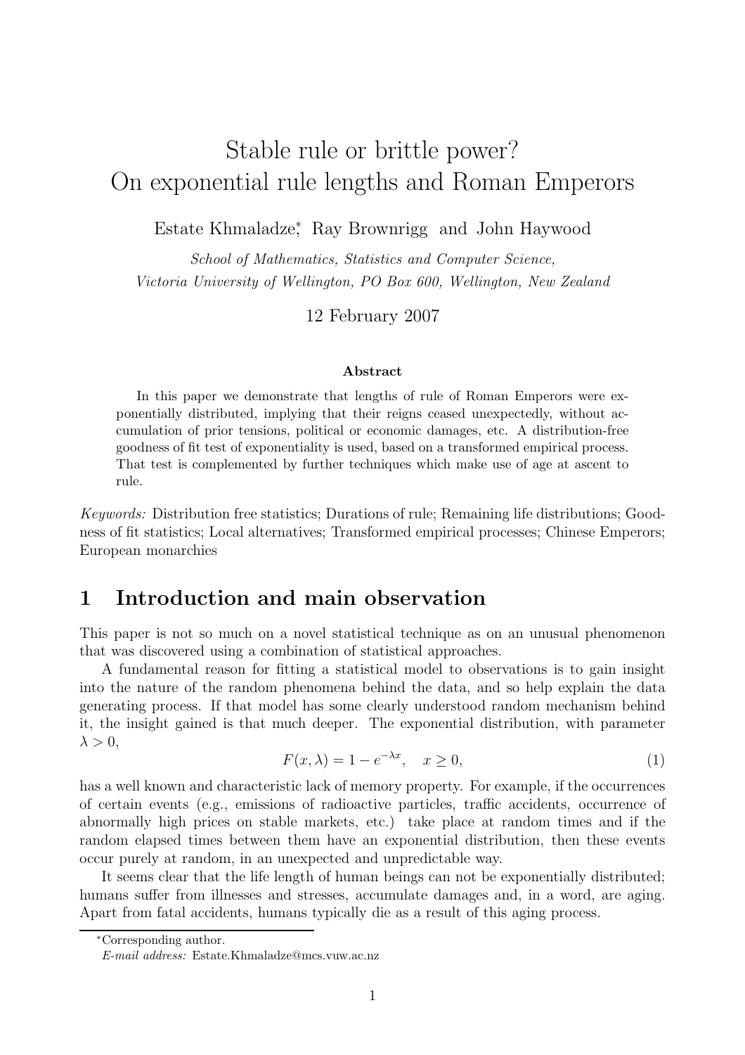# Stable rule or brittle power? On exponential rule lengths and Roman Emperors

Estate Khmaladze[*], Ray Brownrigg and John Haywood

*School of Mathematics, Statistics and Computer Science, Victoria University of Wellington, PO Box 600, Wellington, New Zealand*

12 February 2007

### Abstract

In this paper we demonstrate that lengths of rule of Roman Emperors were exponentially distributed, implying that their reigns ceased unexpectedly, without accumulation of prior tensions, political or economic damages, etc. A distribution-free goodness of fit test of exponentiality is used, based on a transformed empirical process. That test is complemented by further techniques which make use of age at ascent to rule.

*Keywords:* Distribution free statistics; Durations of rule; Remaining life distributions; Goodness of fit statistics; Local alternatives; Transformed empirical processes; Chinese Emperors; European monarchies

## 1 Introduction and main observation

This paper is not so much on a novel statistical technique as on an unusual phenomenon that was discovered using a combination of statistical approaches.

A fundamental reason for fitting a statistical model to observations is to gain insight into the nature of the random phenomena behind the data, and so help explain the data generating process. If that model has some clearly understood random mechanism behind it, the insight gained is that much deeper. The exponential distribution, with parameter $\lambda > 0$,

$$F(x, \lambda) = 1 - e^{-\lambda x}, \quad x \geq 0, \tag{1}$$

has a well known and characteristic lack of memory property. For example, if the occurrences of certain events (e.g., emissions of radioactive particles, traffic accidents, occurrence of abnormally high prices on stable markets, etc.) take place at random times and if the random elapsed times between them have an exponential distribution, then these events occur purely at random, in an unexpected and unpredictable way.

It seems clear that the life length of human beings can not be exponentially distributed; humans suffer from illnesses and stresses, accumulate damages and, in a word, are aging. Apart from fatal accidents, humans typically die as a result of this aging process.

[*]Corresponding author.

*E-mail address:* Estate.Khmaladze@mcs.vuw.ac.nz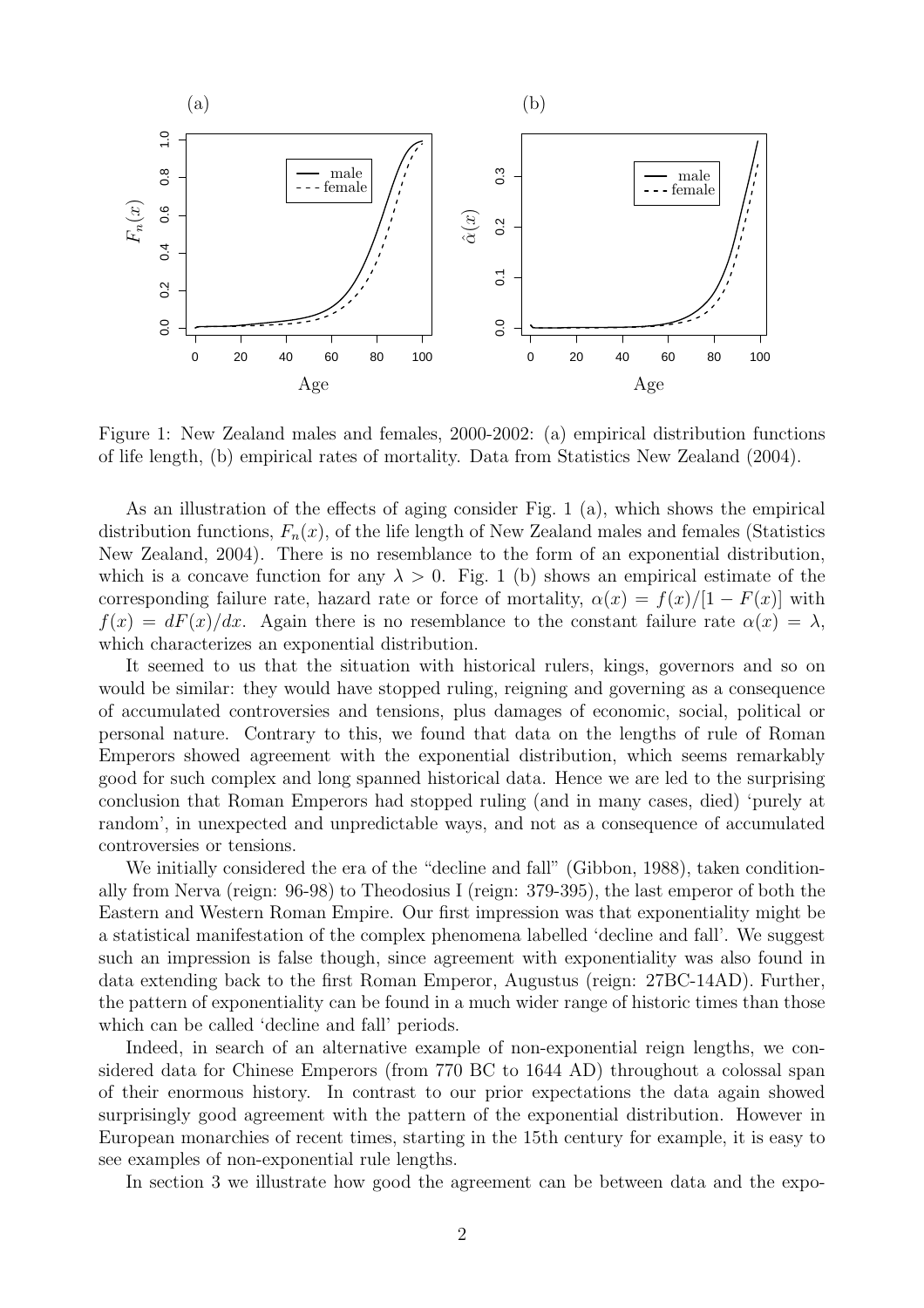Figure 1: New Zealand males and females, 2000-2002: (a) empirical distribution functions of life length, (b) empirical rates of mortality. Data from Statistics New Zealand (2004).

As an illustration of the effects of aging consider Fig. 1 (a), which shows the empirical distribution functions, $F_n(x)$, of the life length of New Zealand males and females (Statistics New Zealand, 2004). There is no resemblance to the form of an exponential distribution, which is a concave function for any $\lambda > 0$. Fig. 1 (b) shows an empirical estimate of the corresponding failure rate, hazard rate or force of mortality, $\alpha(x) = f(x)/[1 - F(x)]$ with $f(x) = dF(x)/dx$. Again there is no resemblance to the constant failure rate $\alpha(x) = \lambda$, which characterizes an exponential distribution.

It seemed to us that the situation with historical rulers, kings, governors and so on would be similar: they would have stopped ruling, reigning and governing as a consequence of accumulated controversies and tensions, plus damages of economic, social, political or personal nature. Contrary to this, we found that data on the lengths of rule of Roman Emperors showed agreement with the exponential distribution, which seems remarkably good for such complex and long spanned historical data. Hence we are led to the surprising conclusion that Roman Emperors had stopped ruling (and in many cases, died) 'purely at random', in unexpected and unpredictable ways, and not as a consequence of accumulated controversies or tensions.

We initially considered the era of the "decline and fall" (Gibbon, 1988), taken conditionally from Nerva (reign: 96-98) to Theodosius I (reign: 379-395), the last emperor of both the Eastern and Western Roman Empire. Our first impression was that exponentiality might be a statistical manifestation of the complex phenomena labelled 'decline and fall'. We suggest such an impression is false though, since agreement with exponentiality was also found in data extending back to the first Roman Emperor, Augustus (reign: 27BC-14AD). Further, the pattern of exponentiality can be found in a much wider range of historic times than those which can be called 'decline and fall' periods.

Indeed, in search of an alternative example of non-exponential reign lengths, we considered data for Chinese Emperors (from 770 BC to 1644 AD) throughout a colossal span of their enormous history. In contrast to our prior expectations the data again showed surprisingly good agreement with the pattern of the exponential distribution. However in European monarchies of recent times, starting in the 15th century for example, it is easy to see examples of non-exponential rule lengths.

In section 3 we illustrate how good the agreement can be between data and the expo-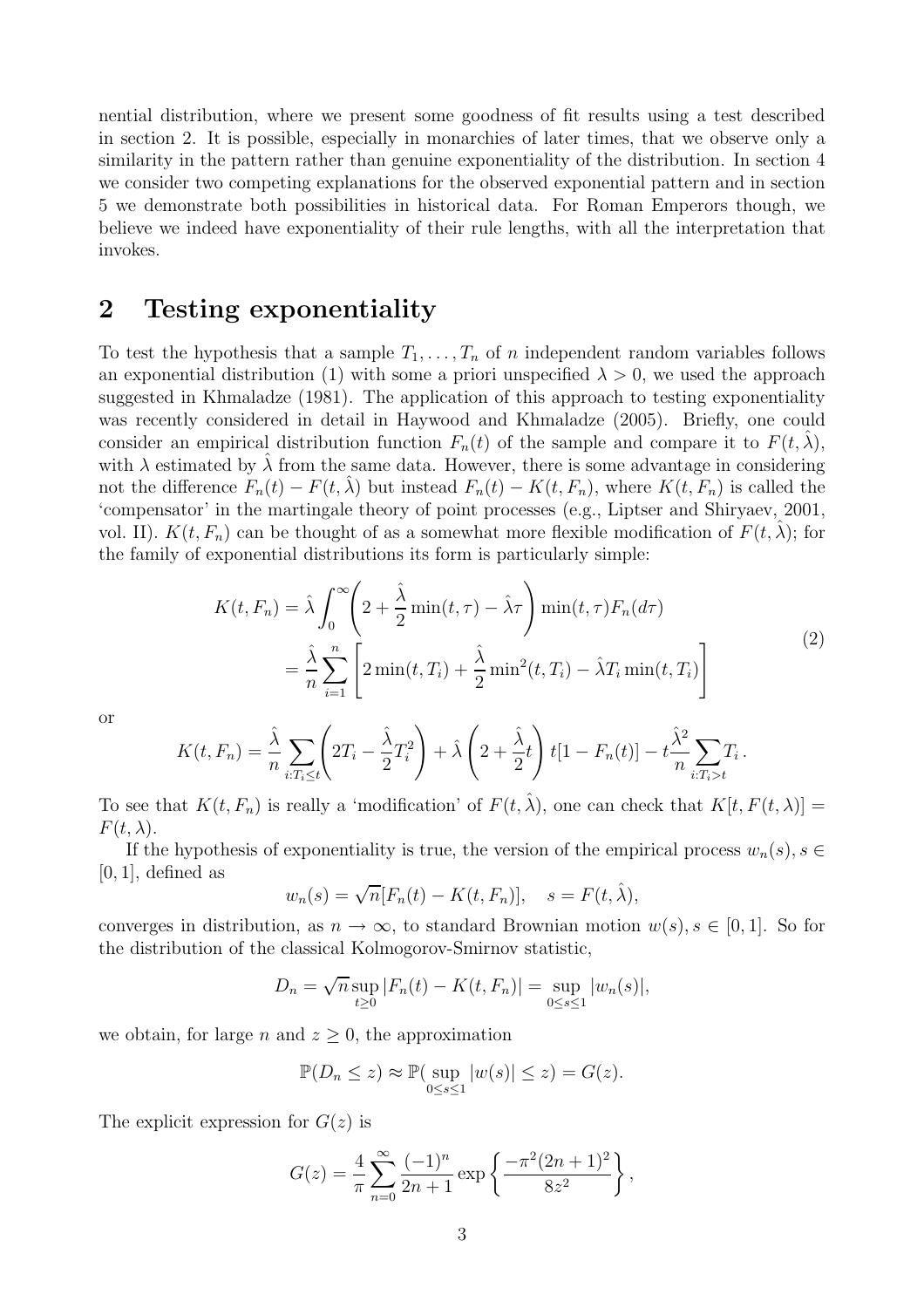nential distribution, where we present some goodness of fit results using a test described in section 2. It is possible, especially in monarchies of later times, that we observe only a similarity in the pattern rather than genuine exponentiality of the distribution. In section 4 we consider two competing explanations for the observed exponential pattern and in section 5 we demonstrate both possibilities in historical data. For Roman Emperors though, we believe we indeed have exponentiality of their rule lengths, with all the interpretation that invokes.

## 2 Testing exponentiality

To test the hypothesis that a sample $T_1, \ldots, T_n$ of $n$ independent random variables follows an exponential distribution (1) with some a priori unspecified $\lambda > 0$, we used the approach suggested in Khmaladze (1981). The application of this approach to testing exponentiality was recently considered in detail in Haywood and Khmaladze (2005). Briefly, one could consider an empirical distribution function $F_n(t)$ of the sample and compare it to $F(t, \hat{\lambda})$, with $\lambda$ estimated by $\hat{\lambda}$ from the same data. However, there is some advantage in considering not the difference $F_n(t) - F(t, \hat{\lambda})$ but instead $F_n(t) - K(t, F_n)$, where $K(t, F_n)$ is called the 'compensator' in the martingale theory of point processes (e.g., Liptser and Shiryaev, 2001, vol. II). $K(t, F_n)$ can be thought of as a somewhat more flexible modification of $F(t, \hat{\lambda})$; for the family of exponential distributions its form is particularly simple:

$$
\begin{aligned}
K(t, F_n) &= \hat{\lambda} \int_0^{\infty} \left( 2 + \frac{\hat{\lambda}}{2} \min(t, \tau) - \hat{\lambda} \tau \right) \min(t, \tau) F_n(d\tau) \\
&= \frac{\hat{\lambda}}{n} \sum_{i=1}^{n} \left[ 2 \min(t, T_i) + \frac{\hat{\lambda}}{2} \min^2(t, T_i) - \hat{\lambda} T_i \min(t, T_i) \right]
\end{aligned}
\tag{2}
$$

or

$$
K(t, F_n) = \frac{\hat{\lambda}}{n} \sum_{i: T_i \le t} \left( 2T_i - \frac{\hat{\lambda}}{2} T_i^2 \right) + \hat{\lambda} \left( 2 + \frac{\hat{\lambda}}{2} t \right) t [1 - F_n(t)] - t \frac{\hat{\lambda}^2}{n} \sum_{i: T_i > t} T_i \,.
$$

To see that $K(t, F_n)$ is really a 'modification' of $F(t, \hat{\lambda})$, one can check that $K[t, F(t, \lambda)] = F(t, \lambda)$.

If the hypothesis of exponentiality is true, the version of the empirical process $w_n(s), s \in [0, 1]$, defined as

$$
w_n(s) = \sqrt{n} [F_n(t) - K(t, F_n)], \quad s = F(t, \hat{\lambda}),
$$

converges in distribution, as $n \to \infty$, to standard Brownian motion $w(s), s \in [0, 1]$. So for the distribution of the classical Kolmogorov-Smirnov statistic,

$$
D_n = \sqrt{n} \sup_{t \ge 0} |F_n(t) - K(t, F_n)| = \sup_{0 \le s \le 1} |w_n(s)|,
$$

we obtain, for large $n$ and $z \ge 0$, the approximation

$$
\mathbb{P}(D_n \le z) \approx \mathbb{P}( \sup_{0 \le s \le 1} |w(s)| \le z) = G(z).
$$

The explicit expression for $G(z)$ is

$$
G(z) = \frac{4}{\pi} \sum_{n=0}^{\infty} \frac{(-1)^n}{2n + 1} \exp \left\{ \frac{-\pi^2 (2n + 1)^2}{8z^2} \right\},
$$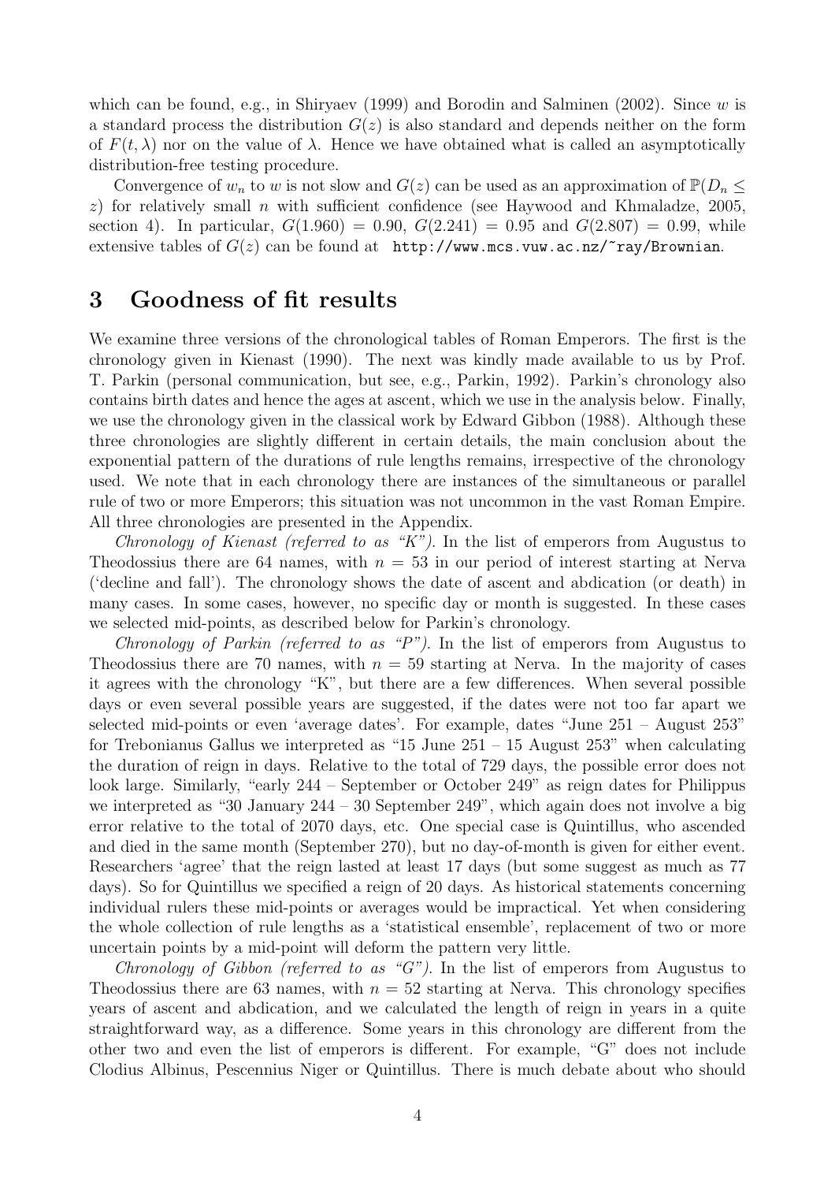which can be found, e.g., in Shiryaev (1999) and Borodin and Salminen (2002). Since $w$ is a standard process the distribution $G(z)$ is also standard and depends neither on the form of $F(t, \lambda)$ nor on the value of $\lambda$. Hence we have obtained what is called an asymptotically distribution-free testing procedure.

Convergence of $w_n$ to $w$ is not slow and $G(z)$ can be used as an approximation of $\mathbb{P}(D_n \leq z)$ for relatively small $n$ with sufficient confidence (see Haywood and Khmaladze, 2005, section 4). In particular, $G(1.960) = 0.90$, $G(2.241) = 0.95$ and $G(2.807) = 0.99$, while extensive tables of $G(z)$ can be found at `http://www.mcs.vuw.ac.nz/~ray/Brownian`.

# 3 Goodness of fit results

We examine three versions of the chronological tables of Roman Emperors. The first is the chronology given in Kienast (1990). The next was kindly made available to us by Prof. T. Parkin (personal communication, but see, e.g., Parkin, 1992). Parkin's chronology also contains birth dates and hence the ages at ascent, which we use in the analysis below. Finally, we use the chronology given in the classical work by Edward Gibbon (1988). Although these three chronologies are slightly different in certain details, the main conclusion about the exponential pattern of the durations of rule lengths remains, irrespective of the chronology used. We note that in each chronology there are instances of the simultaneous or parallel rule of two or more Emperors; this situation was not uncommon in the vast Roman Empire. All three chronologies are presented in the Appendix.

*Chronology of Kienast (referred to as "K").* In the list of emperors from Augustus to Theodossius there are 64 names, with $n = 53$ in our period of interest starting at Nerva ('decline and fall'). The chronology shows the date of ascent and abdication (or death) in many cases. In some cases, however, no specific day or month is suggested. In these cases we selected mid-points, as described below for Parkin's chronology.

*Chronology of Parkin (referred to as "P").* In the list of emperors from Augustus to Theodossius there are 70 names, with $n = 59$ starting at Nerva. In the majority of cases it agrees with the chronology "K", but there are a few differences. When several possible days or even several possible years are suggested, if the dates were not too far apart we selected mid-points or even 'average dates'. For example, dates "June 251 – August 253" for Trebonianus Gallus we interpreted as "15 June 251 – 15 August 253" when calculating the duration of reign in days. Relative to the total of 729 days, the possible error does not look large. Similarly, "early 244 – September or October 249" as reign dates for Philippus we interpreted as "30 January 244 – 30 September 249", which again does not involve a big error relative to the total of 2070 days, etc. One special case is Quintillus, who ascended and died in the same month (September 270), but no day-of-month is given for either event. Researchers 'agree' that the reign lasted at least 17 days (but some suggest as much as 77 days). So for Quintillus we specified a reign of 20 days. As historical statements concerning individual rulers these mid-points or averages would be impractical. Yet when considering the whole collection of rule lengths as a 'statistical ensemble', replacement of two or more uncertain points by a mid-point will deform the pattern very little.

*Chronology of Gibbon (referred to as "G").* In the list of emperors from Augustus to Theodossius there are 63 names, with $n = 52$ starting at Nerva. This chronology specifies years of ascent and abdication, and we calculated the length of reign in years in a quite straightforward way, as a difference. Some years in this chronology are different from the other two and even the list of emperors is different. For example, "G" does not include Clodius Albinus, Pescennius Niger or Quintillus. There is much debate about who should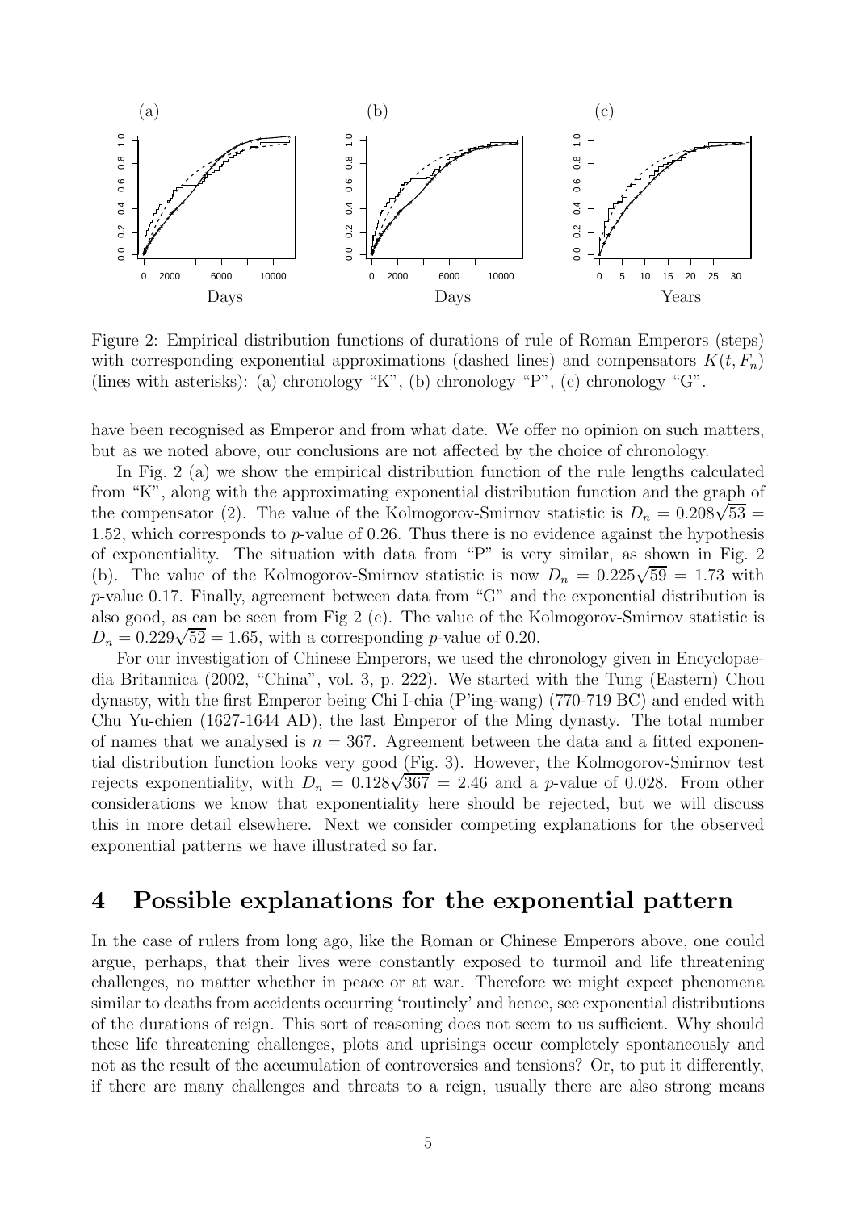Figure 2: Empirical distribution functions of durations of rule of Roman Emperors (steps) with corresponding exponential approximations (dashed lines) and compensators $K(t, F_n)$ (lines with asterisks): (a) chronology "K", (b) chronology "P", (c) chronology "G".

have been recognised as Emperor and from what date. We offer no opinion on such matters, but as we noted above, our conclusions are not affected by the choice of chronology.

In Fig. 2 (a) we show the empirical distribution function of the rule lengths calculated from "K", along with the approximating exponential distribution function and the graph of the compensator (2). The value of the Kolmogorov-Smirnov statistic is $D_n = 0.208\sqrt{53} = 1.52$, which corresponds to $p$-value of 0.26. Thus there is no evidence against the hypothesis of exponentiality. The situation with data from "P" is very similar, as shown in Fig. 2 (b). The value of the Kolmogorov-Smirnov statistic is now $D_n = 0.225\sqrt{59} = 1.73$ with $p$-value 0.17. Finally, agreement between data from "G" and the exponential distribution is also good, as can be seen from Fig 2 (c). The value of the Kolmogorov-Smirnov statistic is $D_n = 0.229\sqrt{52} = 1.65$, with a corresponding $p$-value of 0.20.

For our investigation of Chinese Emperors, we used the chronology given in Encyclopaedia Britannica (2002, "China", vol. 3, p. 222). We started with the Tung (Eastern) Chou dynasty, with the first Emperor being Chi I-chia (P'ing-wang) (770-719 BC) and ended with Chu Yu-chien (1627-1644 AD), the last Emperor of the Ming dynasty. The total number of names that we analysed is $n = 367$. Agreement between the data and a fitted exponential distribution function looks very good (Fig. 3). However, the Kolmogorov-Smirnov test rejects exponentiality, with $D_n = 0.128\sqrt{367} = 2.46$ and a $p$-value of 0.028. From other considerations we know that exponentiality here should be rejected, but we will discuss this in more detail elsewhere. Next we consider competing explanations for the observed exponential patterns we have illustrated so far.

# 4 Possible explanations for the exponential pattern

In the case of rulers from long ago, like the Roman or Chinese Emperors above, one could argue, perhaps, that their lives were constantly exposed to turmoil and life threatening challenges, no matter whether in peace or at war. Therefore we might expect phenomena similar to deaths from accidents occurring 'routinely' and hence, see exponential distributions of the durations of reign. This sort of reasoning does not seem to us sufficient. Why should these life threatening challenges, plots and uprisings occur completely spontaneously and not as the result of the accumulation of controversies and tensions? Or, to put it differently, if there are many challenges and threats to a reign, usually there are also strong means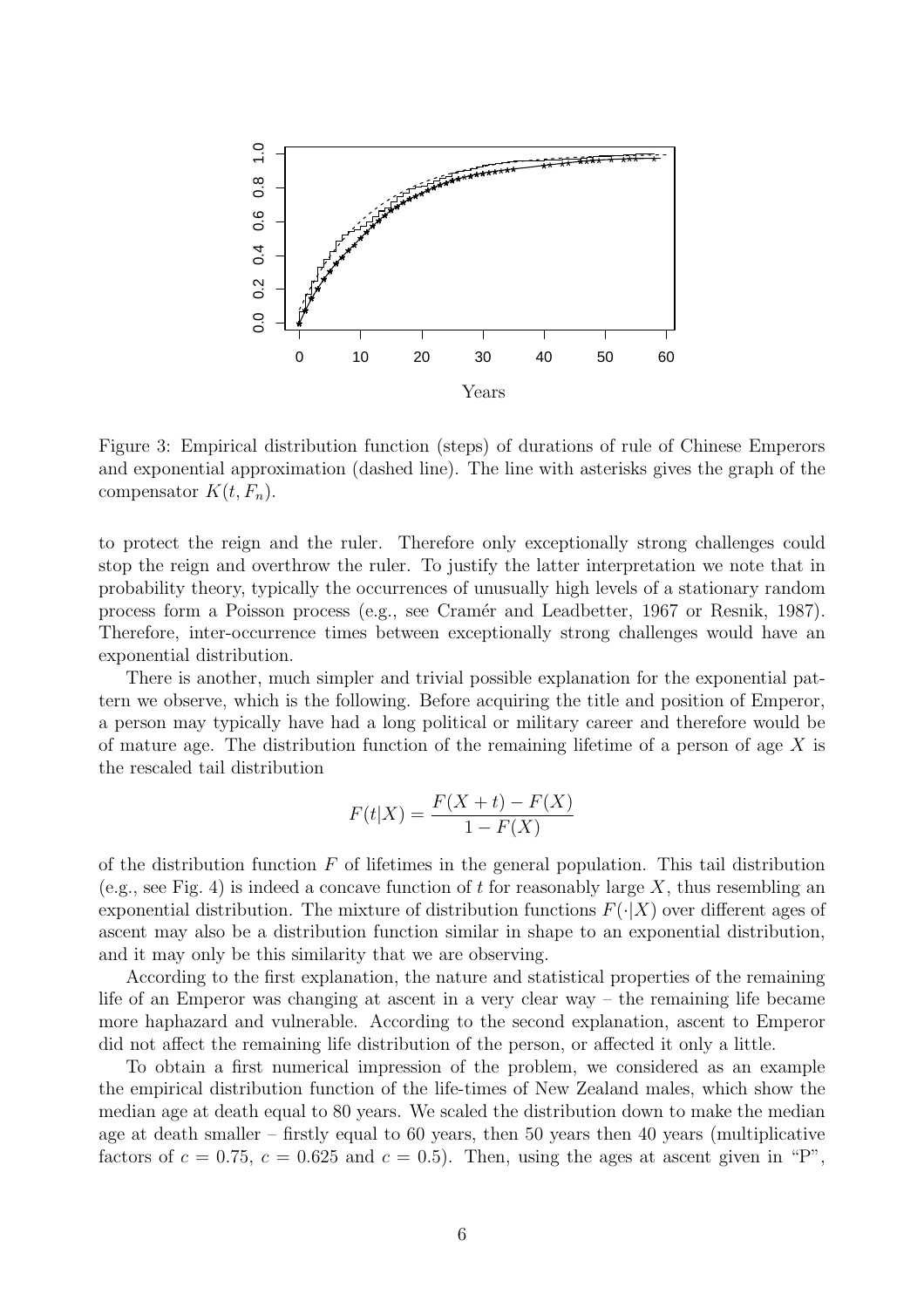Figure 3: Empirical distribution function (steps) of durations of rule of Chinese Emperors and exponential approximation (dashed line). The line with asterisks gives the graph of the compensator $K(t, F_n)$.

to protect the reign and the ruler. Therefore only exceptionally strong challenges could stop the reign and overthrow the ruler. To justify the latter interpretation we note that in probability theory, typically the occurrences of unusually high levels of a stationary random process form a Poisson process (e.g., see Cramér and Leadbetter, 1967 or Resnik, 1987). Therefore, inter-occurrence times between exceptionally strong challenges would have an exponential distribution.

There is another, much simpler and trivial possible explanation for the exponential pattern we observe, which is the following. Before acquiring the title and position of Emperor, a person may typically have had a long political or military career and therefore would be of mature age. The distribution function of the remaining lifetime of a person of age $X$ is the rescaled tail distribution

$$F(t|X) = \frac{F(X+t) - F(X)}{1 - F(X)}$$

of the distribution function $F$ of lifetimes in the general population. This tail distribution (e.g., see Fig. 4) is indeed a concave function of $t$ for reasonably large $X$, thus resembling an exponential distribution. The mixture of distribution functions $F(\cdot|X)$ over different ages of ascent may also be a distribution function similar in shape to an exponential distribution, and it may only be this similarity that we are observing.

According to the first explanation, the nature and statistical properties of the remaining life of an Emperor was changing at ascent in a very clear way – the remaining life became more haphazard and vulnerable. According to the second explanation, ascent to Emperor did not affect the remaining life distribution of the person, or affected it only a little.

To obtain a first numerical impression of the problem, we considered as an example the empirical distribution function of the life-times of New Zealand males, which show the median age at death equal to 80 years. We scaled the distribution down to make the median age at death smaller – firstly equal to 60 years, then 50 years then 40 years (multiplicative factors of $c = 0.75$, $c = 0.625$ and $c = 0.5$). Then, using the ages at ascent given in "P",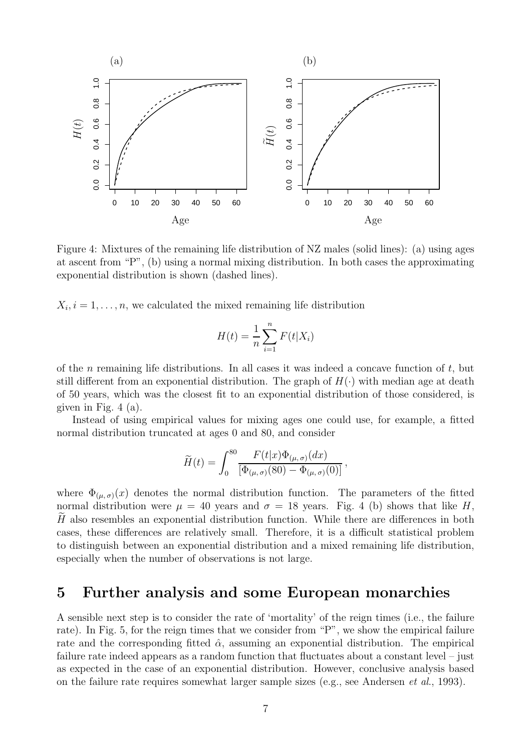Figure 4: Mixtures of the remaining life distribution of NZ males (solid lines): (a) using ages at ascent from "P", (b) using a normal mixing distribution. In both cases the approximating exponential distribution is shown (dashed lines).

$X_i, i = 1, \ldots, n$, we calculated the mixed remaining life distribution

$$H(t) = \frac{1}{n} \sum_{i=1}^{n} F(t|X_i)$$

of the $n$ remaining life distributions. In all cases it was indeed a concave function of $t$, but still different from an exponential distribution. The graph of $H(\cdot)$ with median age at death of 50 years, which was the closest fit to an exponential distribution of those considered, is given in Fig. 4 (a).

Instead of using empirical values for mixing ages one could use, for example, a fitted normal distribution truncated at ages 0 and 80, and consider

$$\widetilde{H}(t) = \int_0^{80} \frac{F(t|x)\Phi_{(\mu,\sigma)}(dx)}{[\Phi_{(\mu,\sigma)}(80) - \Phi_{(\mu,\sigma)}(0)]},$$

where $\Phi_{(\mu,\sigma)}(x)$ denotes the normal distribution function. The parameters of the fitted normal distribution were $\mu = 40$ years and $\sigma = 18$ years. Fig. 4 (b) shows that like $H$, $\widetilde{H}$ also resembles an exponential distribution function. While there are differences in both cases, these differences are relatively small. Therefore, it is a difficult statistical problem to distinguish between an exponential distribution and a mixed remaining life distribution, especially when the number of observations is not large.

# 5 Further analysis and some European monarchies

A sensible next step is to consider the rate of 'mortality' of the reign times (i.e., the failure rate). In Fig. 5, for the reign times that we consider from "P", we show the empirical failure rate and the corresponding fitted $\hat{\alpha}$, assuming an exponential distribution. The empirical failure rate indeed appears as a random function that fluctuates about a constant level – just as expected in the case of an exponential distribution. However, conclusive analysis based on the failure rate requires somewhat larger sample sizes (e.g., see Andersen *et al.*, 1993).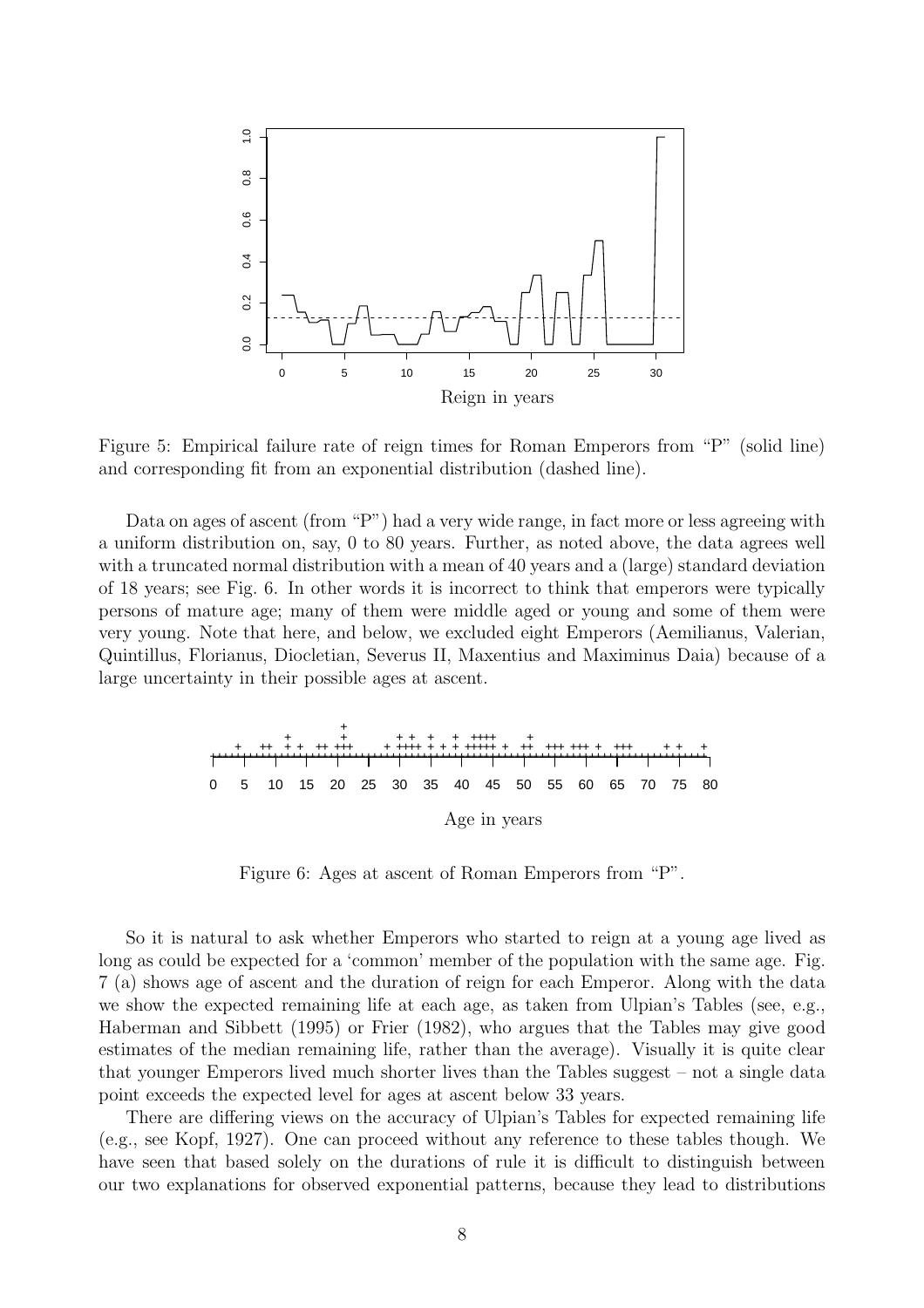Figure 5: Empirical failure rate of reign times for Roman Emperors from "P" (solid line) and corresponding fit from an exponential distribution (dashed line).

Data on ages of ascent (from "P") had a very wide range, in fact more or less agreeing with a uniform distribution on, say, 0 to 80 years. Further, as noted above, the data agrees well with a truncated normal distribution with a mean of 40 years and a (large) standard deviation of 18 years; see Fig. 6. In other words it is incorrect to think that emperors were typically persons of mature age; many of them were middle aged or young and some of them were very young. Note that here, and below, we excluded eight Emperors (Aemilianus, Valerian, Quintillus, Florianus, Diocletian, Severus II, Maxentius and Maximinus Daia) because of a large uncertainty in their possible ages at ascent.

Figure 6: Ages at ascent of Roman Emperors from "P".

So it is natural to ask whether Emperors who started to reign at a young age lived as long as could be expected for a 'common' member of the population with the same age. Fig. 7 (a) shows age of ascent and the duration of reign for each Emperor. Along with the data we show the expected remaining life at each age, as taken from Ulpian's Tables (see, e.g., Haberman and Sibbett (1995) or Frier (1982), who argues that the Tables may give good estimates of the median remaining life, rather than the average). Visually it is quite clear that younger Emperors lived much shorter lives than the Tables suggest – not a single data point exceeds the expected level for ages at ascent below 33 years.

There are differing views on the accuracy of Ulpian's Tables for expected remaining life (e.g., see Kopf, 1927). One can proceed without any reference to these tables though. We have seen that based solely on the durations of rule it is difficult to distinguish between our two explanations for observed exponential patterns, because they lead to distributions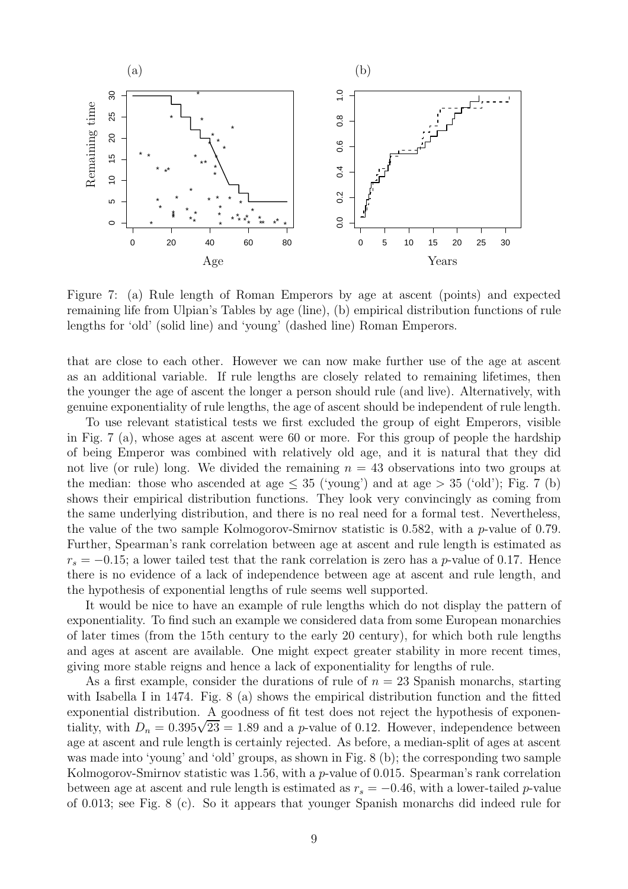Figure 7: (a) Rule length of Roman Emperors by age at ascent (points) and expected remaining life from Ulpian's Tables by age (line), (b) empirical distribution functions of rule lengths for 'old' (solid line) and 'young' (dashed line) Roman Emperors.

that are close to each other. However we can now make further use of the age at ascent as an additional variable. If rule lengths are closely related to remaining lifetimes, then the younger the age of ascent the longer a person should rule (and live). Alternatively, with genuine exponentiality of rule lengths, the age of ascent should be independent of rule length.

To use relevant statistical tests we first excluded the group of eight Emperors, visible in Fig. 7 (a), whose ages at ascent were 60 or more. For this group of people the hardship of being Emperor was combined with relatively old age, and it is natural that they did not live (or rule) long. We divided the remaining $n = 43$ observations into two groups at the median: those who ascended at age $\leq 35$ ('young') and at age $> 35$ ('old'); Fig. 7 (b) shows their empirical distribution functions. They look very convincingly as coming from the same underlying distribution, and there is no real need for a formal test. Nevertheless, the value of the two sample Kolmogorov-Smirnov statistic is 0.582, with a $p$-value of 0.79. Further, Spearman's rank correlation between age at ascent and rule length is estimated as $r_s = -0.15$; a lower tailed test that the rank correlation is zero has a $p$-value of 0.17. Hence there is no evidence of a lack of independence between age at ascent and rule length, and the hypothesis of exponential lengths of rule seems well supported.

It would be nice to have an example of rule lengths which do not display the pattern of exponentiality. To find such an example we considered data from some European monarchies of later times (from the 15th century to the early 20 century), for which both rule lengths and ages at ascent are available. One might expect greater stability in more recent times, giving more stable reigns and hence a lack of exponentiality for lengths of rule.

As a first example, consider the durations of rule of $n = 23$ Spanish monarchs, starting with Isabella I in 1474. Fig. 8 (a) shows the empirical distribution function and the fitted exponential distribution. A goodness of fit test does not reject the hypothesis of exponentiality, with $D_n = 0.395\sqrt{23} = 1.89$ and a $p$-value of 0.12. However, independence between age at ascent and rule length is certainly rejected. As before, a median-split of ages at ascent was made into 'young' and 'old' groups, as shown in Fig. 8 (b); the corresponding two sample Kolmogorov-Smirnov statistic was 1.56, with a $p$-value of 0.015. Spearman's rank correlation between age at ascent and rule length is estimated as $r_s = -0.46$, with a lower-tailed $p$-value of 0.013; see Fig. 8 (c). So it appears that younger Spanish monarchs did indeed rule for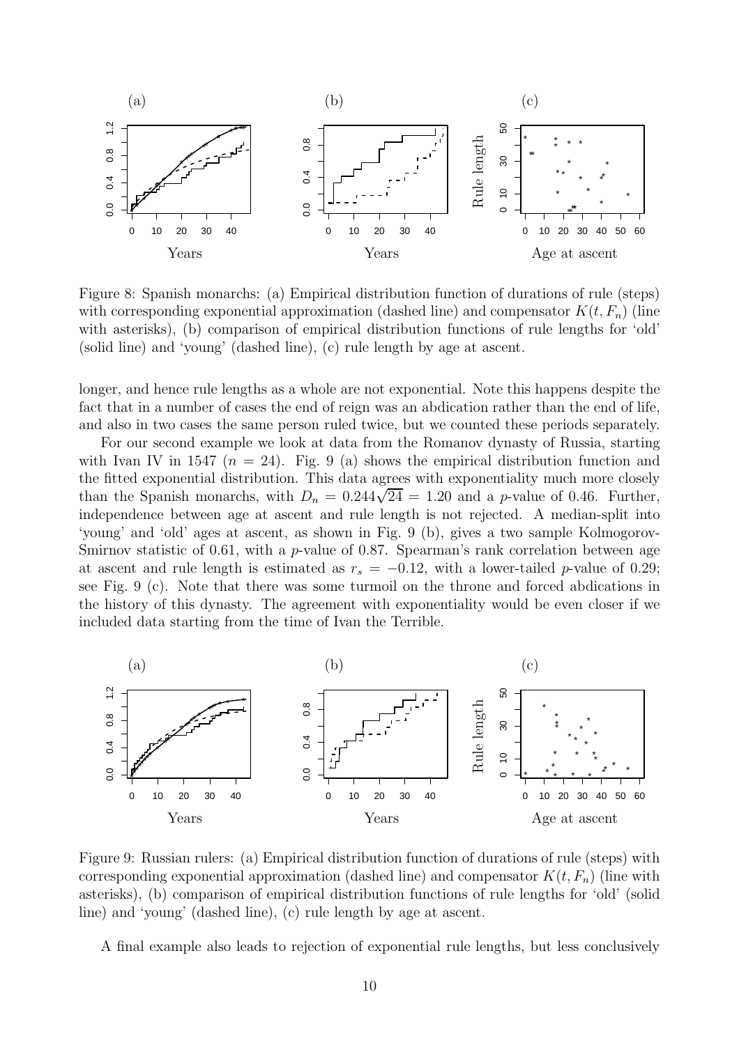Figure 8: Spanish monarchs: (a) Empirical distribution function of durations of rule (steps) with corresponding exponential approximation (dashed line) and compensator $K(t, F_n)$ (line with asterisks), (b) comparison of empirical distribution functions of rule lengths for 'old' (solid line) and 'young' (dashed line), (c) rule length by age at ascent.

longer, and hence rule lengths as a whole are not exponential. Note this happens despite the fact that in a number of cases the end of reign was an abdication rather than the end of life, and also in two cases the same person ruled twice, but we counted these periods separately.

For our second example we look at data from the Romanov dynasty of Russia, starting with Ivan IV in 1547 ($n = 24$). Fig. 9 (a) shows the empirical distribution function and the fitted exponential distribution. This data agrees with exponentiality much more closely than the Spanish monarchs, with $D_n = 0.244\sqrt{24} = 1.20$ and a $p$-value of 0.46. Further, independence between age at ascent and rule length is not rejected. A median-split into 'young' and 'old' ages at ascent, as shown in Fig. 9 (b), gives a two sample Kolmogorov-Smirnov statistic of 0.61, with a $p$-value of 0.87. Spearman's rank correlation between age at ascent and rule length is estimated as $r_s = -0.12$, with a lower-tailed $p$-value of 0.29; see Fig. 9 (c). Note that there was some turmoil on the throne and forced abdications in the history of this dynasty. The agreement with exponentiality would be even closer if we included data starting from the time of Ivan the Terrible.

Figure 9: Russian rulers: (a) Empirical distribution function of durations of rule (steps) with corresponding exponential approximation (dashed line) and compensator $K(t, F_n)$ (line with asterisks), (b) comparison of empirical distribution functions of rule lengths for 'old' (solid line) and 'young' (dashed line), (c) rule length by age at ascent.

A final example also leads to rejection of exponential rule lengths, but less conclusively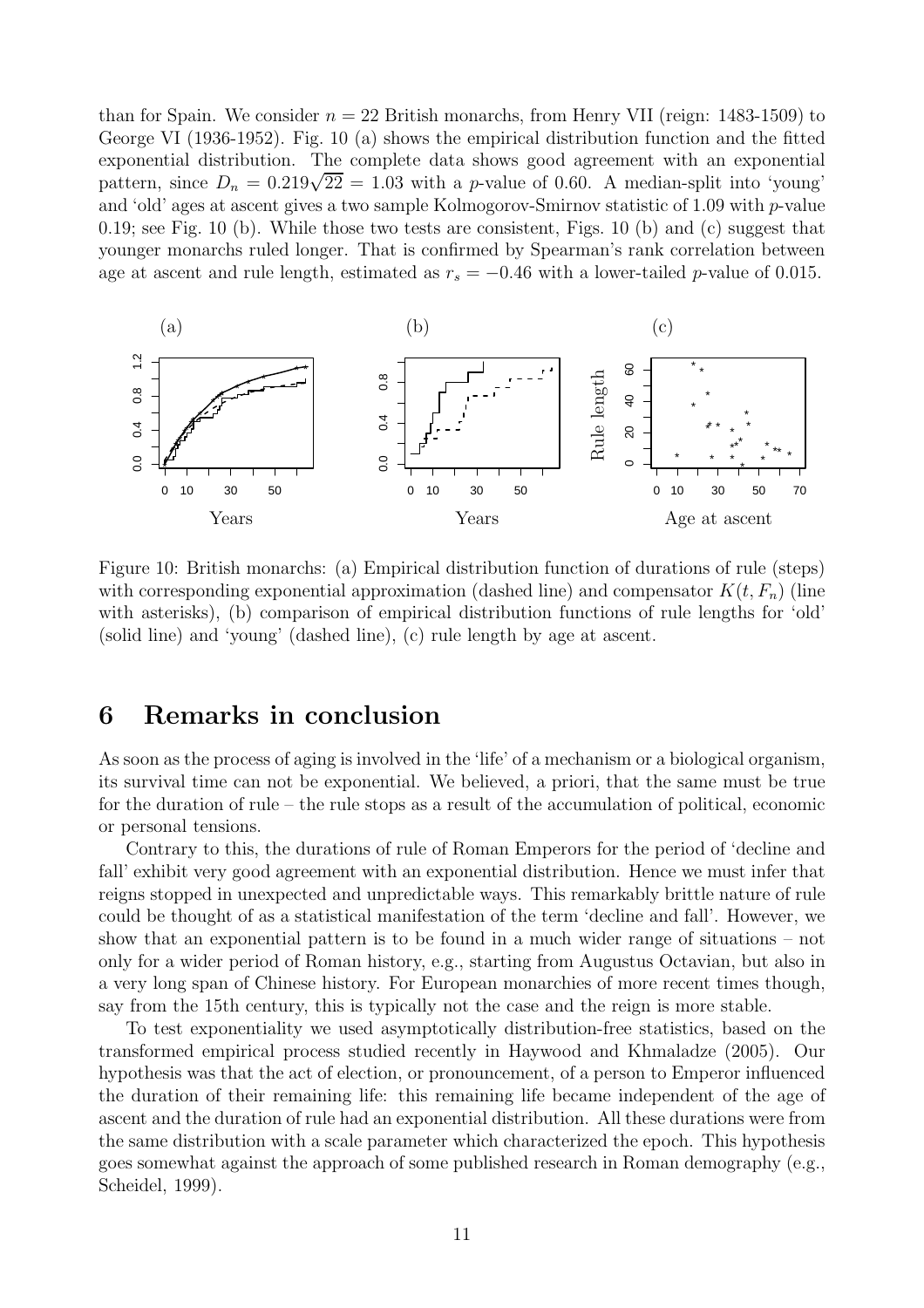than for Spain. We consider $n = 22$ British monarchs, from Henry VII (reign: 1483-1509) to George VI (1936-1952). Fig. 10 (a) shows the empirical distribution function and the fitted exponential distribution. The complete data shows good agreement with an exponential pattern, since $D_n = 0.219\sqrt{22} = 1.03$ with a $p$-value of 0.60. A median-split into 'young' and 'old' ages at ascent gives a two sample Kolmogorov-Smirnov statistic of 1.09 with $p$-value 0.19; see Fig. 10 (b). While those two tests are consistent, Figs. 10 (b) and (c) suggest that younger monarchs ruled longer. That is confirmed by Spearman's rank correlation between age at ascent and rule length, estimated as $r_s = -0.46$ with a lower-tailed $p$-value of 0.015.

Figure 10: British monarchs: (a) Empirical distribution function of durations of rule (steps) with corresponding exponential approximation (dashed line) and compensator $K(t, F_n)$ (line with asterisks), (b) comparison of empirical distribution functions of rule lengths for 'old' (solid line) and 'young' (dashed line), (c) rule length by age at ascent.

## 6 Remarks in conclusion

As soon as the process of aging is involved in the 'life' of a mechanism or a biological organism, its survival time can not be exponential. We believed, a priori, that the same must be true for the duration of rule – the rule stops as a result of the accumulation of political, economic or personal tensions.

Contrary to this, the durations of rule of Roman Emperors for the period of 'decline and fall' exhibit very good agreement with an exponential distribution. Hence we must infer that reigns stopped in unexpected and unpredictable ways. This remarkably brittle nature of rule could be thought of as a statistical manifestation of the term 'decline and fall'. However, we show that an exponential pattern is to be found in a much wider range of situations – not only for a wider period of Roman history, e.g., starting from Augustus Octavian, but also in a very long span of Chinese history. For European monarchies of more recent times though, say from the 15th century, this is typically not the case and the reign is more stable.

To test exponentiality we used asymptotically distribution-free statistics, based on the transformed empirical process studied recently in Haywood and Khmaladze (2005). Our hypothesis was that the act of election, or pronouncement, of a person to Emperor influenced the duration of their remaining life: this remaining life became independent of the age of ascent and the duration of rule had an exponential distribution. All these durations were from the same distribution with a scale parameter which characterized the epoch. This hypothesis goes somewhat against the approach of some published research in Roman demography (e.g., Scheidel, 1999).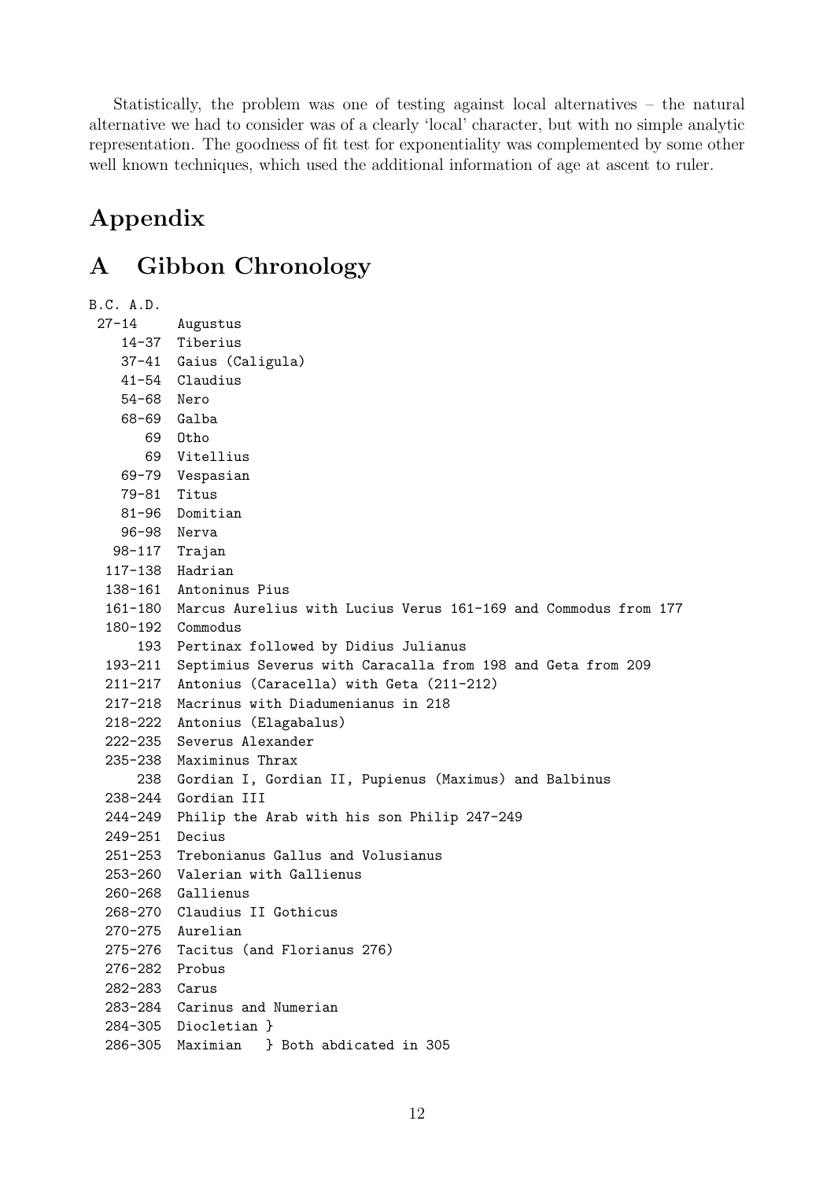Statistically, the problem was one of testing against local alternatives – the natural alternative we had to consider was of a clearly 'local' character, but with no simple analytic representation. The goodness of fit test for exponentiality was complemented by some other well known techniques, which used the additional information of age at ascent to ruler.

# Appendix

# A Gibbon Chronology

```
B.C. A.D.
 27-14     Augustus
    14-37  Tiberius
    37-41  Gaius (Caligula)
    41-54  Claudius
    54-68  Nero
    68-69  Galba
       69  Otho
       69  Vitellius
    69-79  Vespasian
    79-81  Titus
    81-96  Domitian
    96-98  Nerva
   98-117  Trajan
  117-138  Hadrian
  138-161  Antoninus Pius
  161-180  Marcus Aurelius with Lucius Verus 161-169 and Commodus from 177
  180-192  Commodus
      193  Pertinax followed by Didius Julianus
  193-211  Septimius Severus with Caracalla from 198 and Geta from 209
  211-217  Antonius (Caracella) with Geta (211-212)
  217-218  Macrinus with Diadumenianus in 218
  218-222  Antonius (Elagabalus)
  222-235  Severus Alexander
  235-238  Maximinus Thrax
      238  Gordian I, Gordian II, Pupienus (Maximus) and Balbinus
  238-244  Gordian III
  244-249  Philip the Arab with his son Philip 247-249
  249-251  Decius
  251-253  Trebonianus Gallus and Volusianus
  253-260  Valerian with Gallienus
  260-268  Gallienus
  268-270  Claudius II Gothicus
  270-275  Aurelian
  275-276  Tacitus (and Florianus 276)
  276-282  Probus
  282-283  Carus
  283-284  Carinus and Numerian
  284-305  Diocletian }
  286-305  Maximian   } Both abdicated in 305
```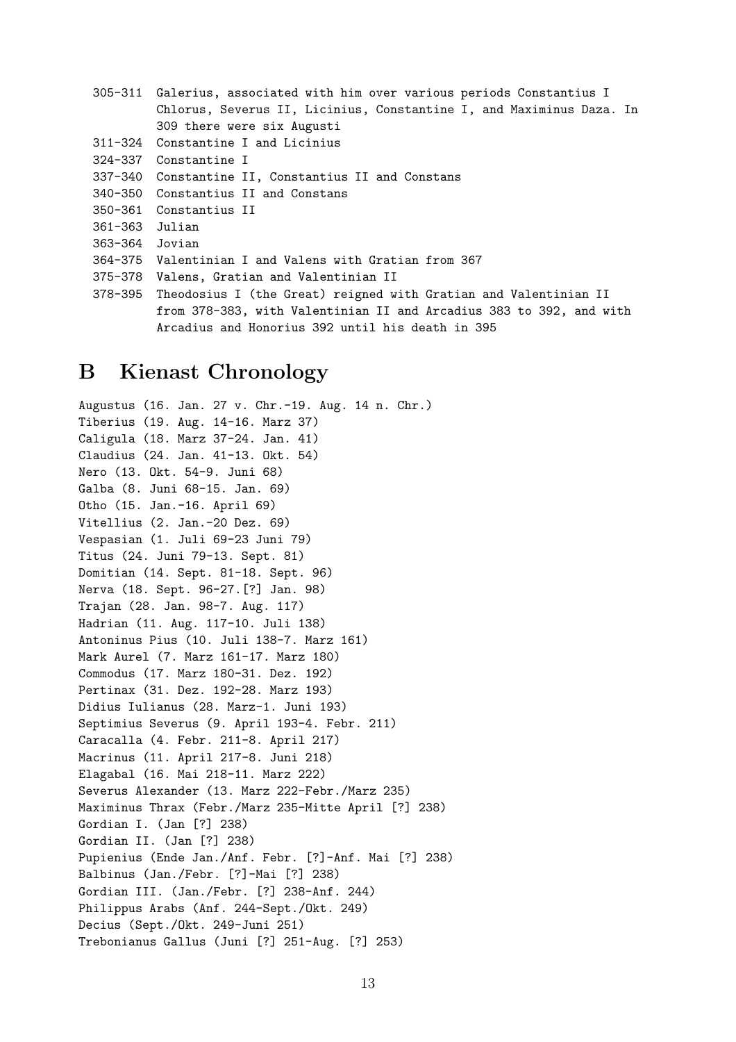| | |
|---|---|
| 305-311 | Galerius, associated with him over various periods Constantius I Chlorus, Severus II, Licinius, Constantine I, and Maximinus Daza. In 309 there were six Augusti |
| 311-324 | Constantine I and Licinius |
| 324-337 | Constantine I |
| 337-340 | Constantine II, Constantius II and Constans |
| 340-350 | Constantius II and Constans |
| 350-361 | Constantius II |
| 361-363 | Julian |
| 363-364 | Jovian |
| 364-375 | Valentinian I and Valens with Gratian from 367 |
| 375-378 | Valens, Gratian and Valentinian II |
| 378-395 | Theodosius I (the Great) reigned with Gratian and Valentinian II from 378-383, with Valentinian II and Arcadius 383 to 392, and with Arcadius and Honorius 392 until his death in 395 |

# B Kienast Chronology

```
Augustus (16. Jan. 27 v. Chr.-19. Aug. 14 n. Chr.)
Tiberius (19. Aug. 14-16. Marz 37)
Caligula (18. Marz 37-24. Jan. 41)
Claudius (24. Jan. 41-13. Okt. 54)
Nero (13. Okt. 54-9. Juni 68)
Galba (8. Juni 68-15. Jan. 69)
Otho (15. Jan.-16. April 69)
Vitellius (2. Jan.-20 Dez. 69)
Vespasian (1. Juli 69-23 Juni 79)
Titus (24. Juni 79-13. Sept. 81)
Domitian (14. Sept. 81-18. Sept. 96)
Nerva (18. Sept. 96-27.[?] Jan. 98)
Trajan (28. Jan. 98-7. Aug. 117)
Hadrian (11. Aug. 117-10. Juli 138)
Antoninus Pius (10. Juli 138-7. Marz 161)
Mark Aurel (7. Marz 161-17. Marz 180)
Commodus (17. Marz 180-31. Dez. 192)
Pertinax (31. Dez. 192-28. Marz 193)
Didius Iulianus (28. Marz-1. Juni 193)
Septimius Severus (9. April 193-4. Febr. 211)
Caracalla (4. Febr. 211-8. April 217)
Macrinus (11. April 217-8. Juni 218)
Elagabal (16. Mai 218-11. Marz 222)
Severus Alexander (13. Marz 222-Febr./Marz 235)
Maximinus Thrax (Febr./Marz 235-Mitte April [?] 238)
Gordian I. (Jan [?] 238)
Gordian II. (Jan [?] 238)
Pupienius (Ende Jan./Anf. Febr. [?]-Anf. Mai [?] 238)
Balbinus (Jan./Febr. [?]-Mai [?] 238)
Gordian III. (Jan./Febr. [?] 238-Anf. 244)
Philippus Arabs (Anf. 244-Sept./Okt. 249)
Decius (Sept./Okt. 249-Juni 251)
Trebonianus Gallus (Juni [?] 251-Aug. [?] 253)
```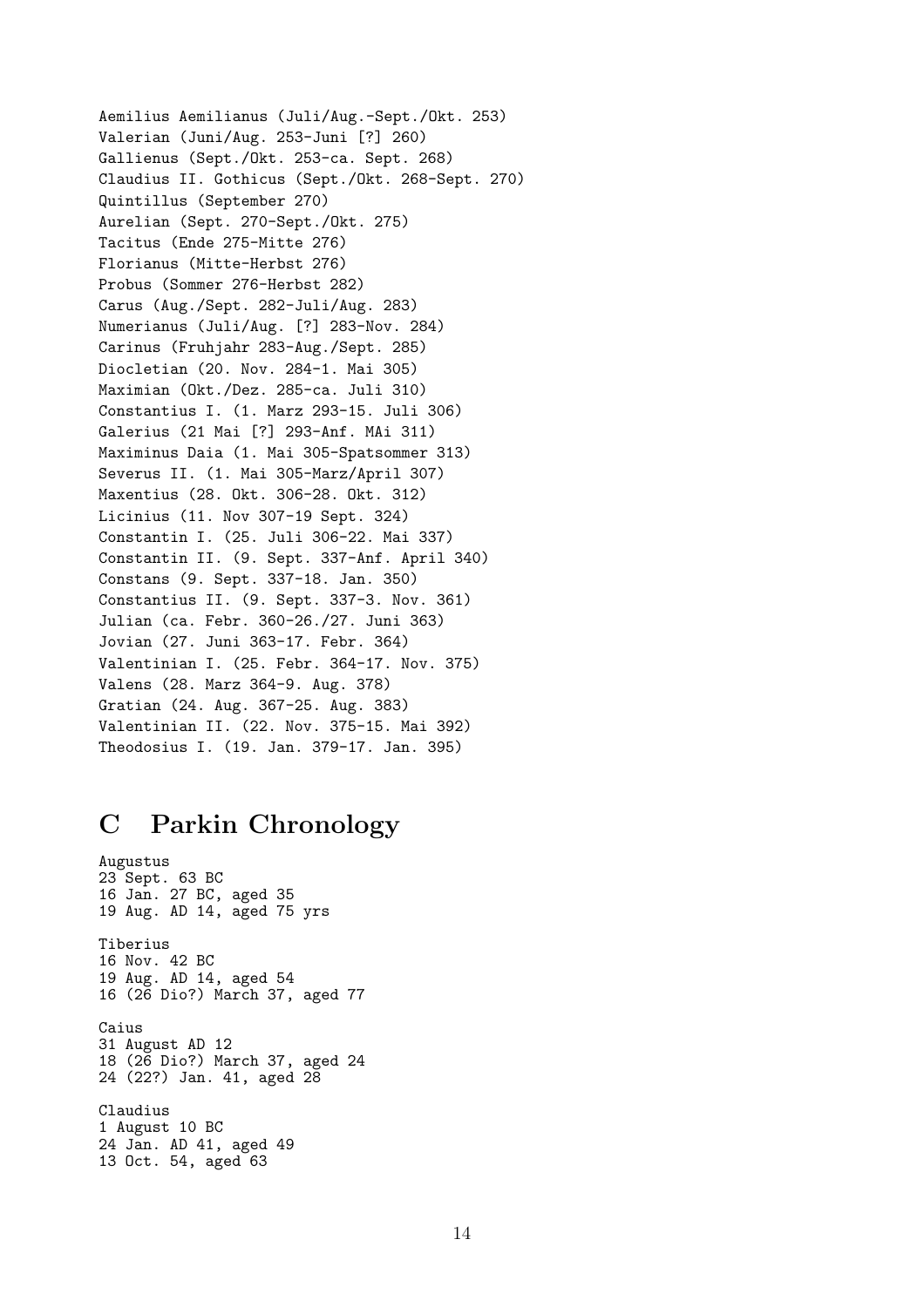Aemilius Aemilianus (Juli/Aug.-Sept./Okt. 253)
Valerian (Juni/Aug. 253-Juni [?] 260)
Gallienus (Sept./Okt. 253-ca. Sept. 268)
Claudius II. Gothicus (Sept./Okt. 268-Sept. 270)
Quintillus (September 270)
Aurelian (Sept. 270-Sept./Okt. 275)
Tacitus (Ende 275-Mitte 276)
Florianus (Mitte-Herbst 276)
Probus (Sommer 276-Herbst 282)
Carus (Aug./Sept. 282-Juli/Aug. 283)
Numerianus (Juli/Aug. [?] 283-Nov. 284)
Carinus (Fruhjahr 283-Aug./Sept. 285)
Diocletian (20. Nov. 284-1. Mai 305)
Maximian (Okt./Dez. 285-ca. Juli 310)
Constantius I. (1. Marz 293-15. Juli 306)
Galerius (21 Mai [?] 293-Anf. MAi 311)
Maximinus Daia (1. Mai 305-Spatsommer 313)
Severus II. (1. Mai 305-Marz/April 307)
Maxentius (28. Okt. 306-28. Okt. 312)
Licinius (11. Nov 307-19 Sept. 324)
Constantin I. (25. Juli 306-22. Mai 337)
Constantin II. (9. Sept. 337-Anf. April 340)
Constans (9. Sept. 337-18. Jan. 350)
Constantius II. (9. Sept. 337-3. Nov. 361)
Julian (ca. Febr. 360-26./27. Juni 363)
Jovian (27. Juni 363-17. Febr. 364)
Valentinian I. (25. Febr. 364-17. Nov. 375)
Valens (28. Marz 364-9. Aug. 378)
Gratian (24. Aug. 367-25. Aug. 383)
Valentinian II. (22. Nov. 375-15. Mai 392)
Theodosius I. (19. Jan. 379-17. Jan. 395)

# C Parkin Chronology

Augustus
23 Sept. 63 BC
16 Jan. 27 BC, aged 35
19 Aug. AD 14, aged 75 yrs

Tiberius
16 Nov. 42 BC
19 Aug. AD 14, aged 54
16 (26 Dio?) March 37, aged 77

Caius
31 August AD 12
18 (26 Dio?) March 37, aged 24
24 (22?) Jan. 41, aged 28

Claudius
1 August 10 BC
24 Jan. AD 41, aged 49
13 Oct. 54, aged 63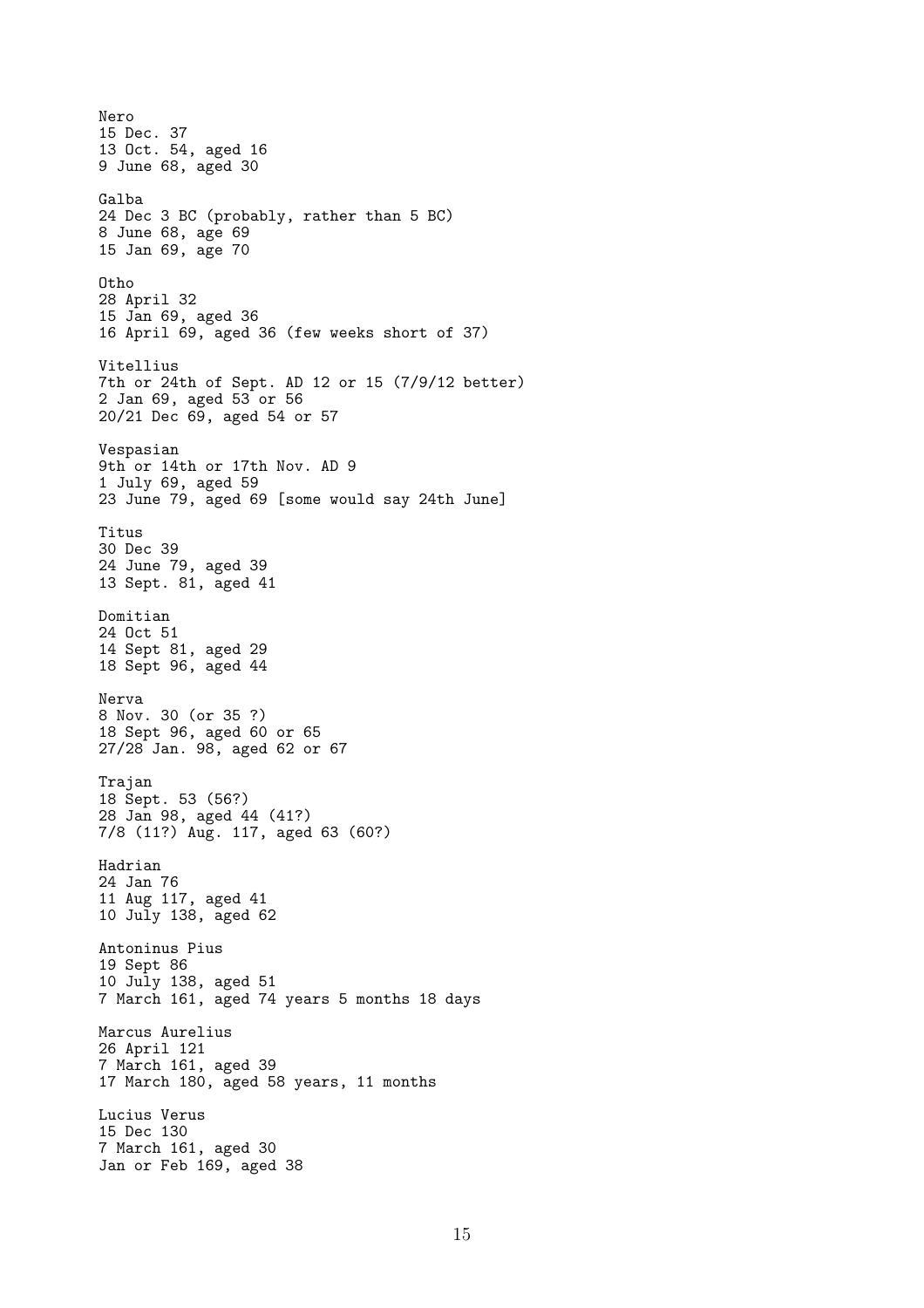Nero
15 Dec. 37
13 Oct. 54, aged 16
9 June 68, aged 30

Galba
24 Dec 3 BC (probably, rather than 5 BC)
8 June 68, age 69
15 Jan 69, age 70

Otho
28 April 32
15 Jan 69, aged 36
16 April 69, aged 36 (few weeks short of 37)

Vitellius
7th or 24th of Sept. AD 12 or 15 (7/9/12 better)
2 Jan 69, aged 53 or 56
20/21 Dec 69, aged 54 or 57

Vespasian
9th or 14th or 17th Nov. AD 9
1 July 69, aged 59
23 June 79, aged 69 [some would say 24th June]

Titus
30 Dec 39
24 June 79, aged 39
13 Sept. 81, aged 41

Domitian
24 Oct 51
14 Sept 81, aged 29
18 Sept 96, aged 44

Nerva
8 Nov. 30 (or 35 ?)
18 Sept 96, aged 60 or 65
27/28 Jan. 98, aged 62 or 67

Trajan
18 Sept. 53 (56?)
28 Jan 98, aged 44 (41?)
7/8 (11?) Aug. 117, aged 63 (60?)

Hadrian
24 Jan 76
11 Aug 117, aged 41
10 July 138, aged 62

Antoninus Pius
19 Sept 86
10 July 138, aged 51
7 March 161, aged 74 years 5 months 18 days

Marcus Aurelius
26 April 121
7 March 161, aged 39
17 March 180, aged 58 years, 11 months

Lucius Verus
15 Dec 130
7 March 161, aged 30
Jan or Feb 169, aged 38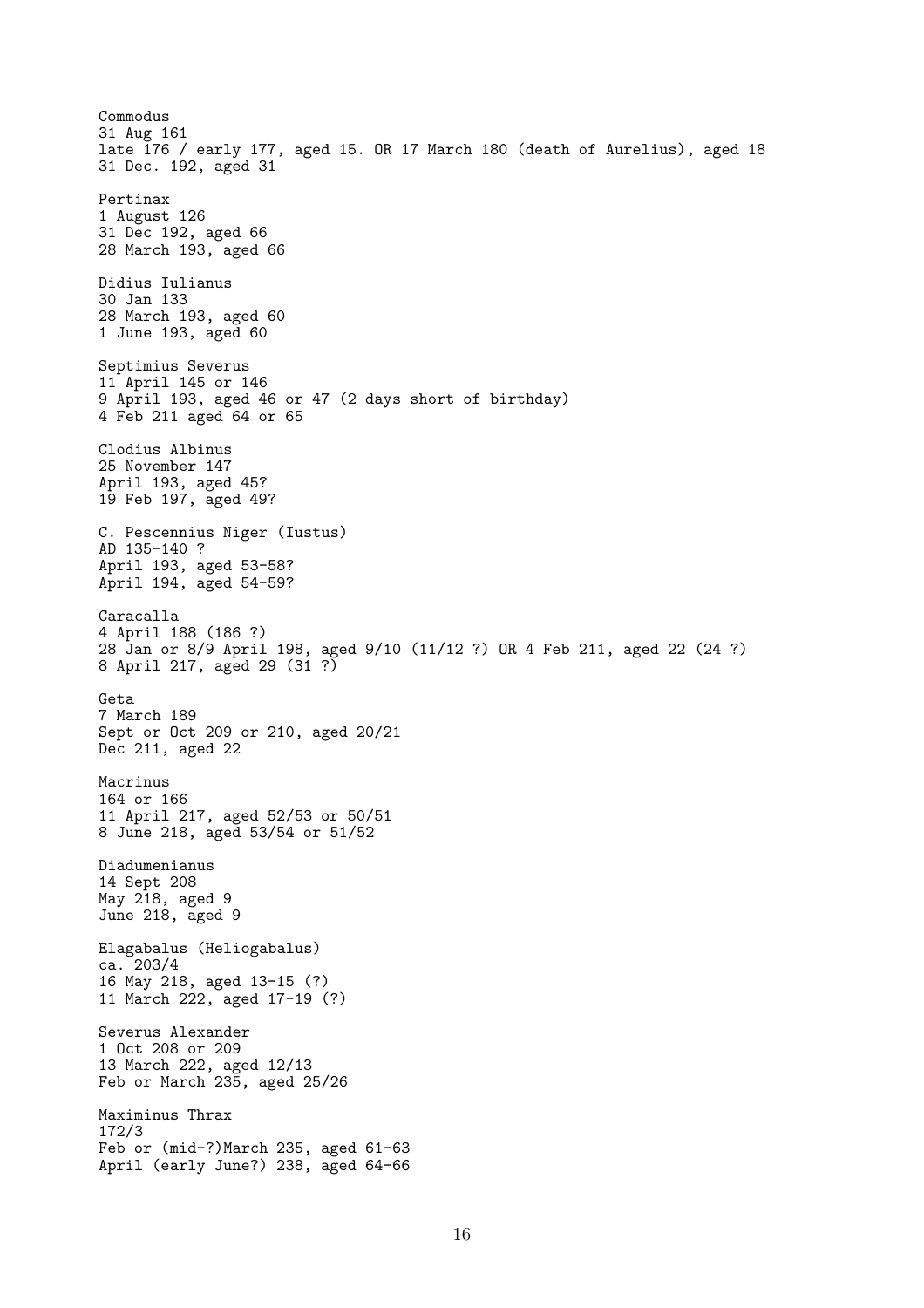Commodus
31 Aug 161
late 176 / early 177, aged 15. OR 17 March 180 (death of Aurelius), aged 18
31 Dec. 192, aged 31

Pertinax
1 August 126
31 Dec 192, aged 66
28 March 193, aged 66

Didius Iulianus
30 Jan 133
28 March 193, aged 60
1 June 193, aged 60

Septimius Severus
11 April 145 or 146
9 April 193, aged 46 or 47 (2 days short of birthday)
4 Feb 211 aged 64 or 65

Clodius Albinus
25 November 147
April 193, aged 45?
19 Feb 197, aged 49?

C. Pescennius Niger (Iustus)
AD 135-140 ?
April 193, aged 53-58?
April 194, aged 54-59?

Caracalla
4 April 188 (186 ?)
28 Jan or 8/9 April 198, aged 9/10 (11/12 ?) OR 4 Feb 211, aged 22 (24 ?)
8 April 217, aged 29 (31 ?)

Geta
7 March 189
Sept or Oct 209 or 210, aged 20/21
Dec 211, aged 22

Macrinus
164 or 166
11 April 217, aged 52/53 or 50/51
8 June 218, aged 53/54 or 51/52

Diadumenianus
14 Sept 208
May 218, aged 9
June 218, aged 9

Elagabalus (Heliogabalus)
ca. 203/4
16 May 218, aged 13-15 (?)
11 March 222, aged 17-19 (?)

Severus Alexander
1 Oct 208 or 209
13 March 222, aged 12/13
Feb or March 235, aged 25/26

Maximinus Thrax
172/3
Feb or (mid-?)March 235, aged 61-63
April (early June?) 238, aged 64-66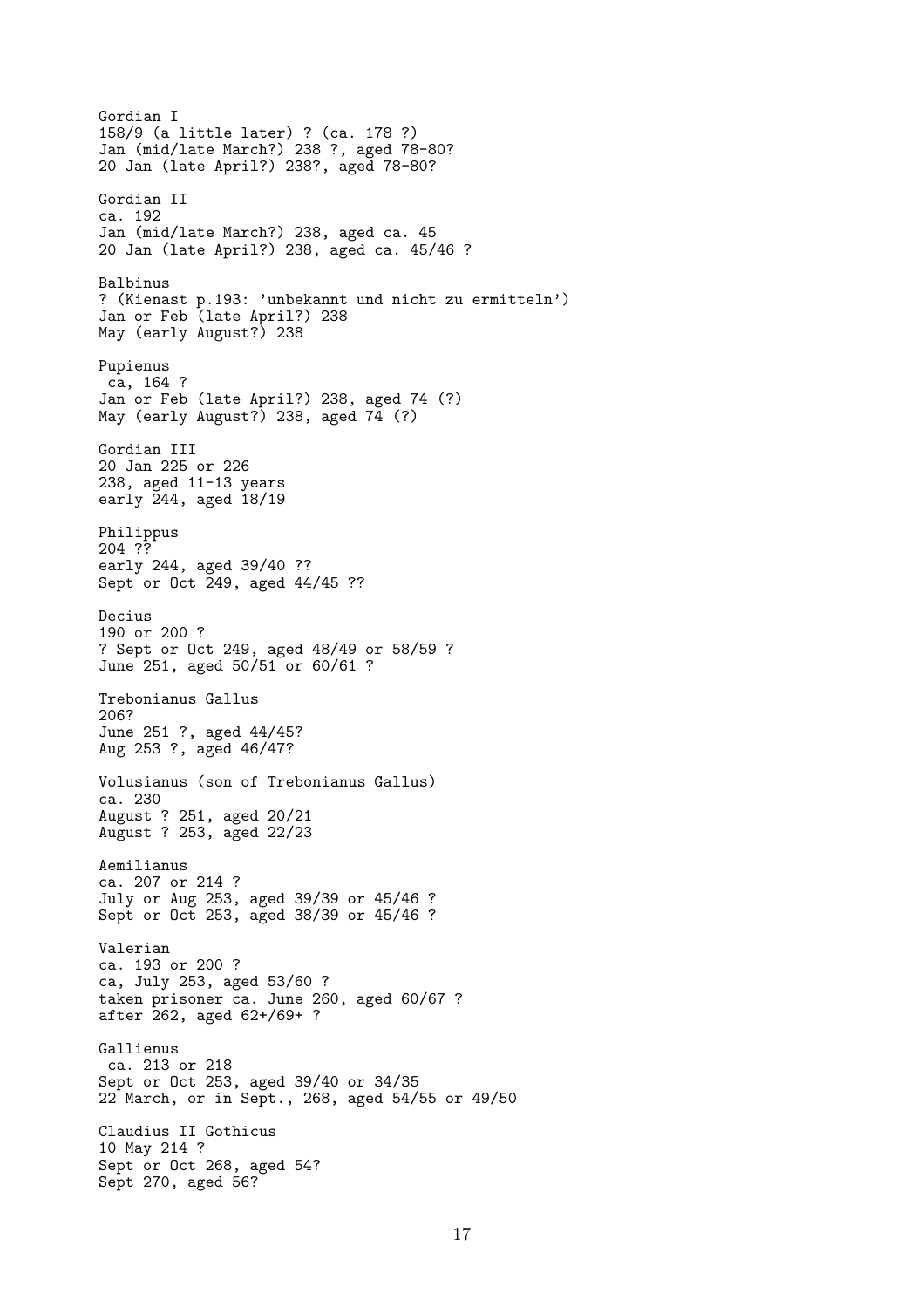Gordian I
158/9 (a little later) ? (ca. 178 ?)
Jan (mid/late March?) 238 ?, aged 78-80?
20 Jan (late April?) 238?, aged 78-80?

Gordian II
ca. 192
Jan (mid/late March?) 238, aged ca. 45
20 Jan (late April?) 238, aged ca. 45/46 ?

Balbinus
? (Kienast p.193: 'unbekannt und nicht zu ermitteln')
Jan or Feb (late April?) 238
May (early August?) 238

Pupienus
ca, 164 ?
Jan or Feb (late April?) 238, aged 74 (?)
May (early August?) 238, aged 74 (?)

Gordian III
20 Jan 225 or 226
238, aged 11-13 years
early 244, aged 18/19

Philippus
204 ??
early 244, aged 39/40 ??
Sept or Oct 249, aged 44/45 ??

Decius
190 or 200 ?
? Sept or Oct 249, aged 48/49 or 58/59 ?
June 251, aged 50/51 or 60/61 ?

Trebonianus Gallus
206?
June 251 ?, aged 44/45?
Aug 253 ?, aged 46/47?

Volusianus (son of Trebonianus Gallus)
ca. 230
August ? 251, aged 20/21
August ? 253, aged 22/23

Aemilianus
ca. 207 or 214 ?
July or Aug 253, aged 39/39 or 45/46 ?
Sept or Oct 253, aged 38/39 or 45/46 ?

Valerian
ca. 193 or 200 ?
ca, July 253, aged 53/60 ?
taken prisoner ca. June 260, aged 60/67 ?
after 262, aged 62+/69+ ?

Gallienus
ca. 213 or 218
Sept or Oct 253, aged 39/40 or 34/35
22 March, or in Sept., 268, aged 54/55 or 49/50

Claudius II Gothicus
10 May 214 ?
Sept or Oct 268, aged 54?
Sept 270, aged 56?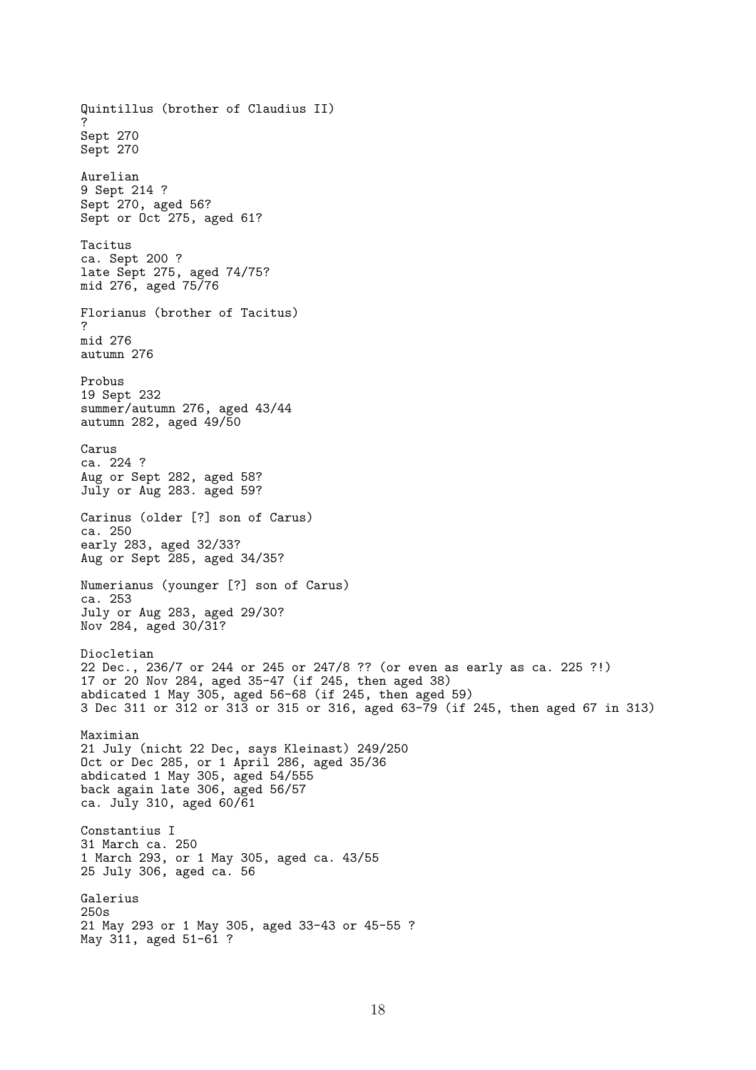Quintillus (brother of Claudius II)
?
Sept 270
Sept 270

Aurelian
9 Sept 214 ?
Sept 270, aged 56?
Sept or Oct 275, aged 61?

Tacitus
ca. Sept 200 ?
late Sept 275, aged 74/75?
mid 276, aged 75/76

Florianus (brother of Tacitus)
?
mid 276
autumn 276

Probus
19 Sept 232
summer/autumn 276, aged 43/44
autumn 282, aged 49/50

Carus
ca. 224 ?
Aug or Sept 282, aged 58?
July or Aug 283. aged 59?

Carinus (older [?] son of Carus)
ca. 250
early 283, aged 32/33?
Aug or Sept 285, aged 34/35?

Numerianus (younger [?] son of Carus)
ca. 253
July or Aug 283, aged 29/30?
Nov 284, aged 30/31?

Diocletian
22 Dec., 236/7 or 244 or 245 or 247/8 ?? (or even as early as ca. 225 ?!)
17 or 20 Nov 284, aged 35-47 (if 245, then aged 38)
abdicated 1 May 305, aged 56-68 (if 245, then aged 59)
3 Dec 311 or 312 or 313 or 315 or 316, aged 63-79 (if 245, then aged 67 in 313)

Maximian
21 July (nicht 22 Dec, says Kleinast) 249/250
Oct or Dec 285, or 1 April 286, aged 35/36
abdicated 1 May 305, aged 54/555
back again late 306, aged 56/57
ca. July 310, aged 60/61

Constantius I
31 March ca. 250
1 March 293, or 1 May 305, aged ca. 43/55
25 July 306, aged ca. 56

Galerius
250s
21 May 293 or 1 May 305, aged 33-43 or 45-55 ?
May 311, aged 51-61 ?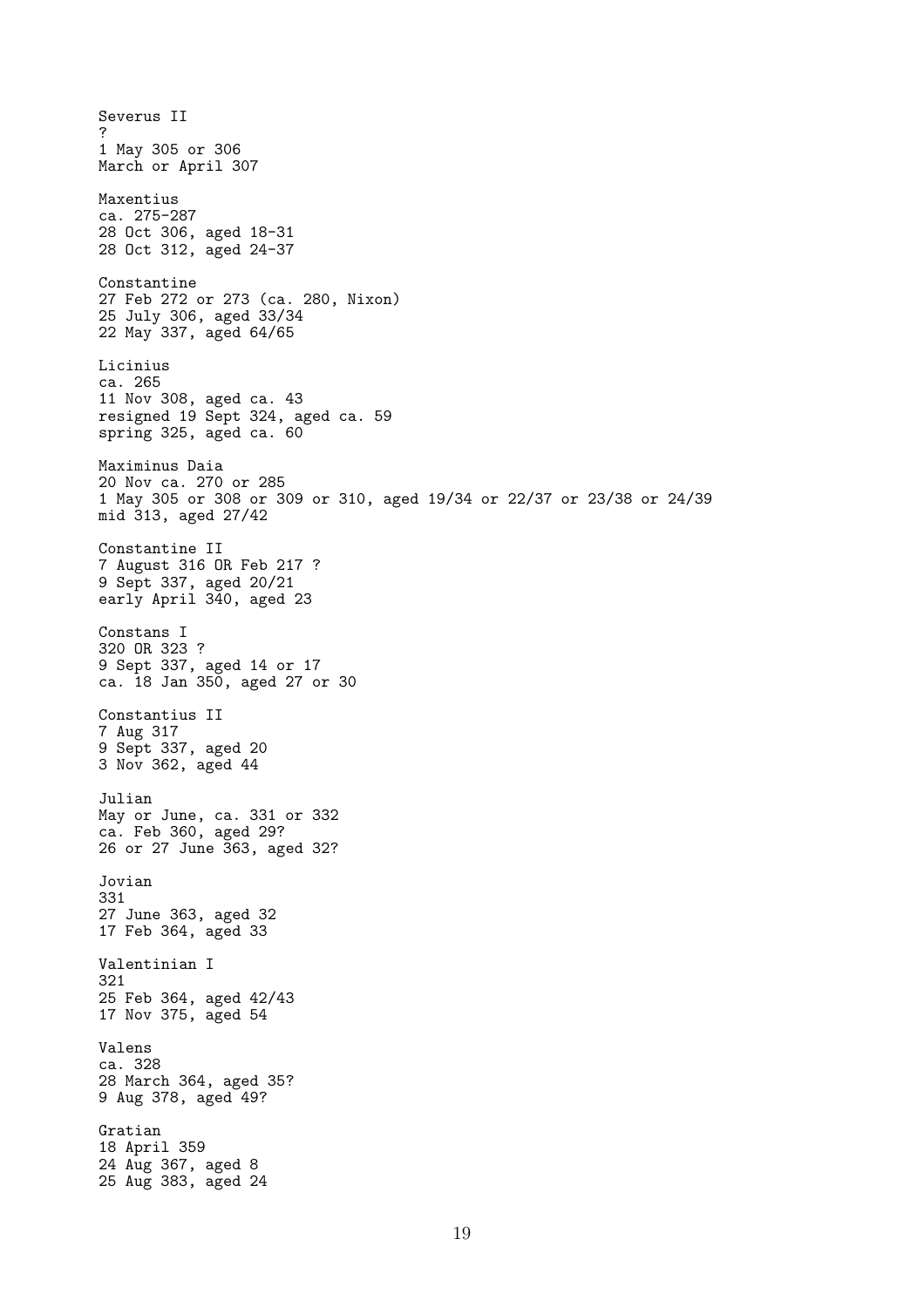Severus II
?
1 May 305 or 306
March or April 307

Maxentius
ca. 275-287
28 Oct 306, aged 18-31
28 Oct 312, aged 24-37

Constantine
27 Feb 272 or 273 (ca. 280, Nixon)
25 July 306, aged 33/34
22 May 337, aged 64/65

Licinius
ca. 265
11 Nov 308, aged ca. 43
resigned 19 Sept 324, aged ca. 59
spring 325, aged ca. 60

Maximinus Daia
20 Nov ca. 270 or 285
1 May 305 or 308 or 309 or 310, aged 19/34 or 22/37 or 23/38 or 24/39
mid 313, aged 27/42

Constantine II
7 August 316 OR Feb 217 ?
9 Sept 337, aged 20/21
early April 340, aged 23

Constans I
320 OR 323 ?
9 Sept 337, aged 14 or 17
ca. 18 Jan 350, aged 27 or 30

Constantius II
7 Aug 317
9 Sept 337, aged 20
3 Nov 362, aged 44

Julian
May or June, ca. 331 or 332
ca. Feb 360, aged 29?
26 or 27 June 363, aged 32?

Jovian
331
27 June 363, aged 32
17 Feb 364, aged 33

Valentinian I
321
25 Feb 364, aged 42/43
17 Nov 375, aged 54

Valens
ca. 328
28 March 364, aged 35?
9 Aug 378, aged 49?

Gratian
18 April 359
24 Aug 367, aged 8
25 Aug 383, aged 24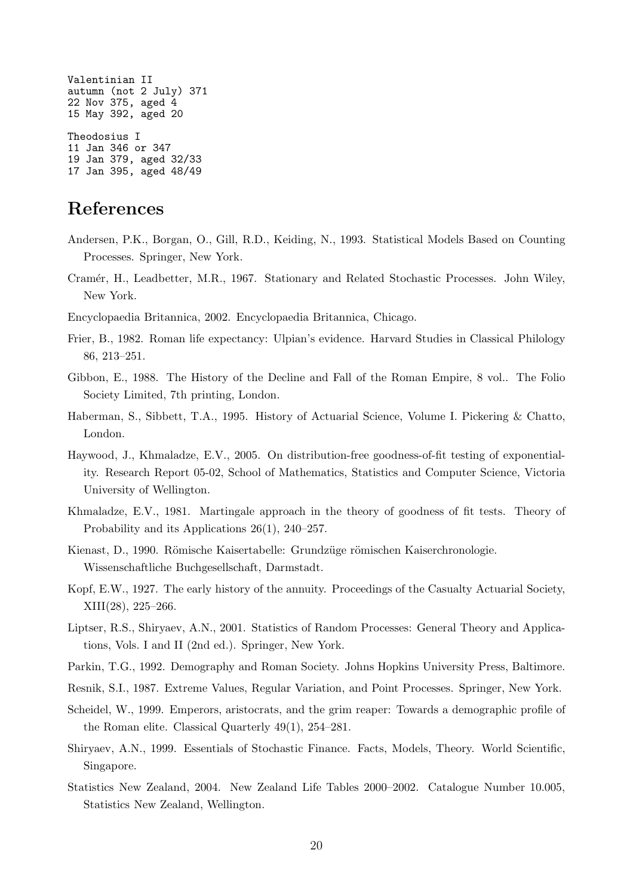```
Valentinian II
autumn (not 2 July) 371
22 Nov 375, aged 4
15 May 392, aged 20

Theodosius I
11 Jan 346 or 347
19 Jan 379, aged 32/33
17 Jan 395, aged 48/49
```

# References

Andersen, P.K., Borgan, O., Gill, R.D., Keiding, N., 1993. Statistical Models Based on Counting Processes. Springer, New York.

Cramér, H., Leadbetter, M.R., 1967. Stationary and Related Stochastic Processes. John Wiley, New York.

Encyclopaedia Britannica, 2002. Encyclopaedia Britannica, Chicago.

Frier, B., 1982. Roman life expectancy: Ulpian's evidence. Harvard Studies in Classical Philology 86, 213–251.

Gibbon, E., 1988. The History of the Decline and Fall of the Roman Empire, 8 vol.. The Folio Society Limited, 7th printing, London.

Haberman, S., Sibbett, T.A., 1995. History of Actuarial Science, Volume I. Pickering & Chatto, London.

Haywood, J., Khmaladze, E.V., 2005. On distribution-free goodness-of-fit testing of exponentiality. Research Report 05-02, School of Mathematics, Statistics and Computer Science, Victoria University of Wellington.

Khmaladze, E.V., 1981. Martingale approach in the theory of goodness of fit tests. Theory of Probability and its Applications 26(1), 240–257.

Kienast, D., 1990. Römische Kaisertabelle: Grundzüge römischen Kaiserchronologie. Wissenschaftliche Buchgesellschaft, Darmstadt.

Kopf, E.W., 1927. The early history of the annuity. Proceedings of the Casualty Actuarial Society, XIII(28), 225–266.

Liptser, R.S., Shiryaev, A.N., 2001. Statistics of Random Processes: General Theory and Applications, Vols. I and II (2nd ed.). Springer, New York.

Parkin, T.G., 1992. Demography and Roman Society. Johns Hopkins University Press, Baltimore.

Resnik, S.I., 1987. Extreme Values, Regular Variation, and Point Processes. Springer, New York.

Scheidel, W., 1999. Emperors, aristocrats, and the grim reaper: Towards a demographic profile of the Roman elite. Classical Quarterly 49(1), 254–281.

Shiryaev, A.N., 1999. Essentials of Stochastic Finance. Facts, Models, Theory. World Scientific, Singapore.

Statistics New Zealand, 2004. New Zealand Life Tables 2000–2002. Catalogue Number 10.005, Statistics New Zealand, Wellington.